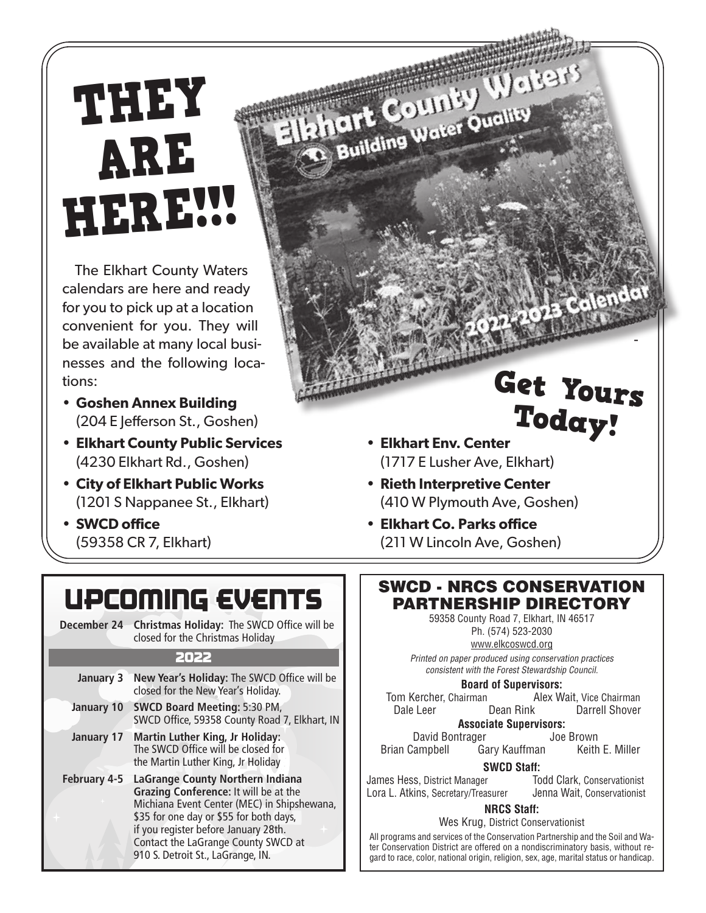# THEY ARE HERE!!!

The Elkhart County Waters calendars are here and ready for you to pick up at a location convenient for you. They will be available at many local businesses and the following locations:

- **Goshen Annex Building** (204 E Jefferson St., Goshen)
- **Elkhart County Public Services** (4230 Elkhart Rd., Goshen)
- **City of Elkhart Public Works** (1201 S Nappanee St., Elkhart)
- **SWCD office** (59358 CR 7, Elkhart)
- **Elkhart Env. Center** (1717 E Lusher Ave, Elkhart)
- **Rieth Interpretive Center** (410 W Plymouth Ave, Goshen)
- **Elkhart Co. Parks office** (211 W Lincoln Ave, Goshen)

Elkhart County Waters
Building Water Quality
2022-2023 Calendar

## Get Yours Today!

# UPCOMING EVENTS

| | |
|---|---|
| **December 24** | **Christmas Holiday:** The SWCD Office will be closed for the Christmas Holiday |
| **2022** | |
| **January 3** | **New Year's Holiday:** The SWCD Office will be closed for the New Year's Holiday. |
| **January 10** | **SWCD Board Meeting:** 5:30 PM, SWCD Office, 59358 County Road 7, Elkhart, IN |
| **January 17** | **Martin Luther King, Jr Holiday:** The SWCD Office will be closed for the Martin Luther King, Jr Holiday |
| **February 4-5** | **LaGrange County Northern Indiana Grazing Conference:** It will be at the Michiana Event Center (MEC) in Shipshewana, $35 for one day or $55 for both days, if you register before January 28th. Contact the LaGrange County SWCD at 910 S. Detroit St., LaGrange, IN. |

# SWCD - NRCS CONSERVATION PARTNERSHIP DIRECTORY

59358 County Road 7, Elkhart, IN 46517
Ph. (574) 523-2030
www.elkcoswcd.org

*Printed on paper produced using conservation practices consistent with the Forest Stewardship Council.*

**Board of Supervisors:**
Tom Kercher, Chairman; Alex Wait, Vice Chairman; Dale Leer; Dean Rink; Darrell Shover

**Associate Supervisors:**
David Bontrager; Joe Brown; Brian Campbell; Gary Kauffman; Keith E. Miller

**SWCD Staff:**
James Hess, District Manager; Todd Clark, Conservationist; Lora L. Atkins, Secretary/Treasurer; Jenna Wait, Conservationist

**NRCS Staff:**
Wes Krug, District Conservationist

All programs and services of the Conservation Partnership and the Soil and Water Conservation District are offered on a nondiscriminatory basis, without regard to race, color, national origin, religion, sex, age, marital status or handicap.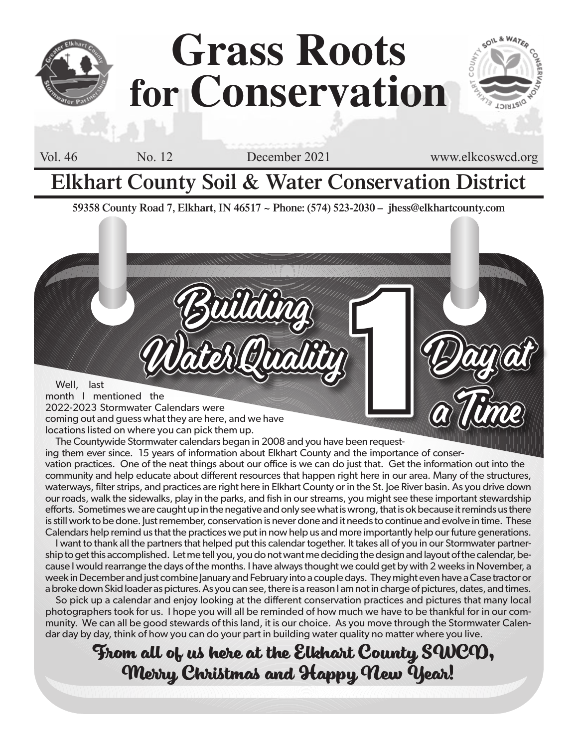# Grass Roots for Conservation

Vol. 46 No. 12 December 2021 www.elkcoswcd.org

## Elkhart County Soil & Water Conservation District

**59358 County Road 7, Elkhart, IN 46517 ~ Phone: (574) 523-2030 – jhess@elkhartcounty.com**

## Building Water Quality 1 Day at a Time

Well, last month I mentioned the 2022-2023 Stormwater Calendars were coming out and guess what they are here, and we have locations listed on where you can pick them up.

The Countywide Stormwater calendars began in 2008 and you have been requesting them ever since. 15 years of information about Elkhart County and the importance of conservation practices. One of the neat things about our office is we can do just that. Get the information out into the community and help educate about different resources that happen right here in our area. Many of the structures, waterways, filter strips, and practices are right here in Elkhart County or in the St. Joe River basin. As you drive down our roads, walk the sidewalks, play in the parks, and fish in our streams, you might see these important stewardship efforts. Sometimes we are caught up in the negative and only see what is wrong, that is ok because it reminds us there is still work to be done. Just remember, conservation is never done and it needs to continue and evolve in time. These Calendars help remind us that the practices we put in now help us and more importantly help our future generations.

I want to thank all the partners that helped put this calendar together. It takes all of you in our Stormwater partnership to get this accomplished. Let me tell you, you do not want me deciding the design and layout of the calendar, because I would rearrange the days of the months. I have always thought we could get by with 2 weeks in November, a week in December and just combine January and February into a couple days. They might even have a Case tractor or a broke down Skid loader as pictures. As you can see, there is a reason I am not in charge of pictures, dates, and times.

So pick up a calendar and enjoy looking at the different conservation practices and pictures that many local photographers took for us. I hope you will all be reminded of how much we have to be thankful for in our community. We can all be good stewards of this land, it is our choice. As you move through the Stormwater Calendar day by day, think of how you can do your part in building water quality no matter where you live.

**From all of us here at the Elkhart County SWCD, Merry Christmas and Happy New Year!**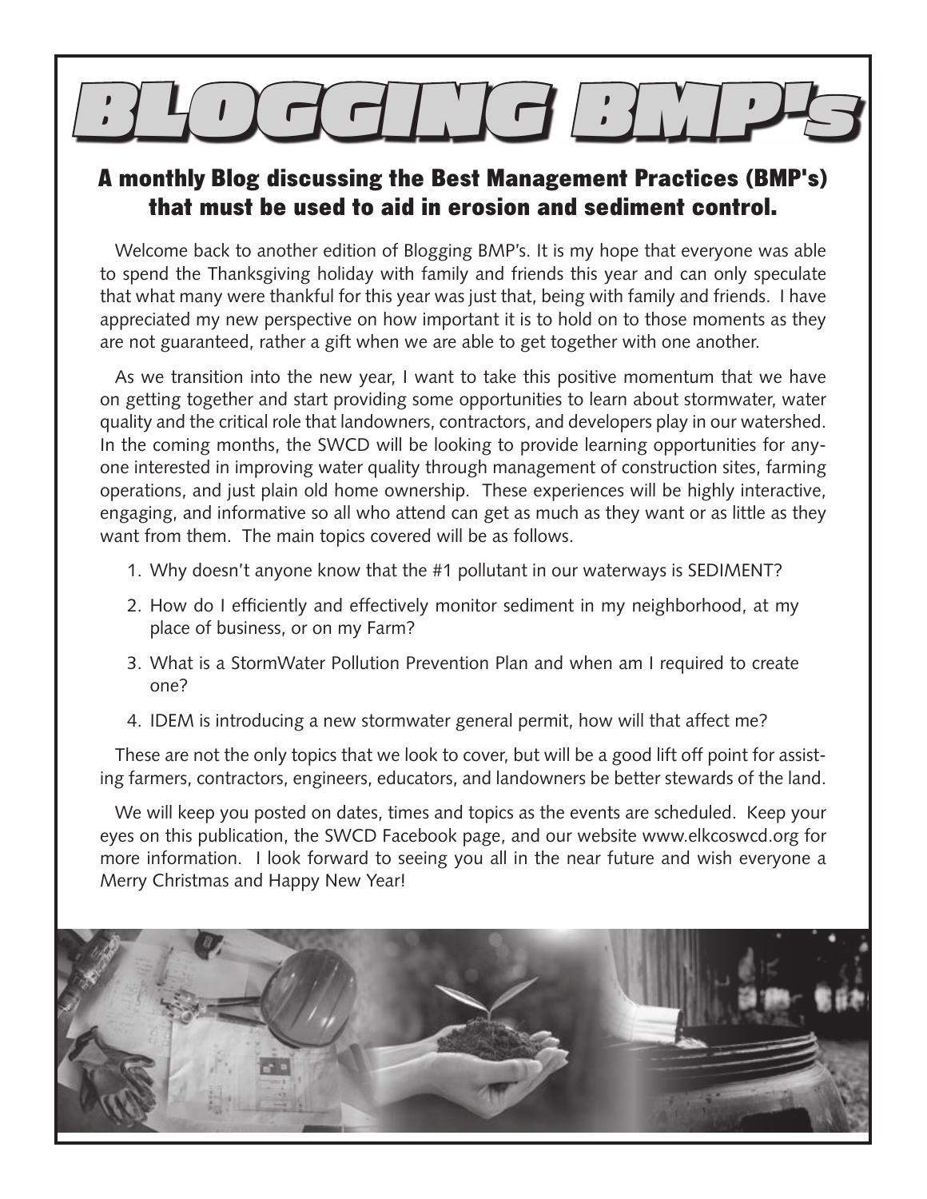# BLOGGING BMP's

## A monthly Blog discussing the Best Management Practices (BMP's) that must be used to aid in erosion and sediment control.

Welcome back to another edition of Blogging BMP's. It is my hope that everyone was able to spend the Thanksgiving holiday with family and friends this year and can only speculate that what many were thankful for this year was just that, being with family and friends. I have appreciated my new perspective on how important it is to hold on to those moments as they are not guaranteed, rather a gift when we are able to get together with one another.

As we transition into the new year, I want to take this positive momentum that we have on getting together and start providing some opportunities to learn about stormwater, water quality and the critical role that landowners, contractors, and developers play in our watershed. In the coming months, the SWCD will be looking to provide learning opportunities for anyone interested in improving water quality through management of construction sites, farming operations, and just plain old home ownership. These experiences will be highly interactive, engaging, and informative so all who attend can get as much as they want or as little as they want from them. The main topics covered will be as follows.

1. Why doesn't anyone know that the #1 pollutant in our waterways is SEDIMENT?
2. How do I efficiently and effectively monitor sediment in my neighborhood, at my place of business, or on my Farm?
3. What is a StormWater Pollution Prevention Plan and when am I required to create one?
4. IDEM is introducing a new stormwater general permit, how will that affect me?

These are not the only topics that we look to cover, but will be a good lift off point for assisting farmers, contractors, engineers, educators, and landowners be better stewards of the land.

We will keep you posted on dates, times and topics as the events are scheduled. Keep your eyes on this publication, the SWCD Facebook page, and our website www.elkcoswcd.org for more information. I look forward to seeing you all in the near future and wish everyone a Merry Christmas and Happy New Year!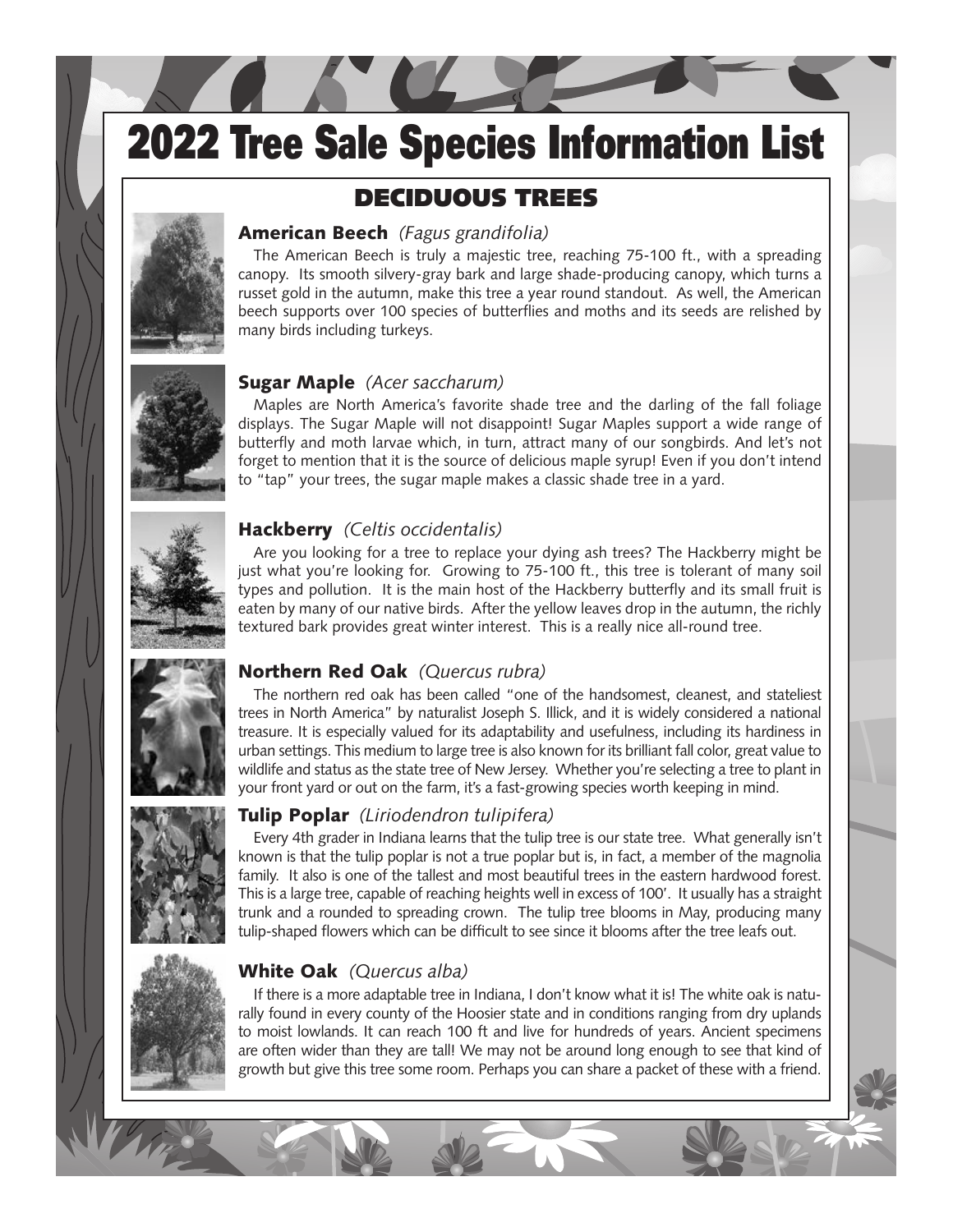# 2022 Tree Sale Species Information List

## DECIDUOUS TREES

### American Beech *(Fagus grandifolia)*

The American Beech is truly a majestic tree, reaching 75-100 ft., with a spreading canopy. Its smooth silvery-gray bark and large shade-producing canopy, which turns a russet gold in the autumn, make this tree a year round standout. As well, the American beech supports over 100 species of butterflies and moths and its seeds are relished by many birds including turkeys.

### Sugar Maple *(Acer saccharum)*

Maples are North America's favorite shade tree and the darling of the fall foliage displays. The Sugar Maple will not disappoint! Sugar Maples support a wide range of butterfly and moth larvae which, in turn, attract many of our songbirds. And let's not forget to mention that it is the source of delicious maple syrup! Even if you don't intend to "tap" your trees, the sugar maple makes a classic shade tree in a yard.

### Hackberry *(Celtis occidentalis)*

Are you looking for a tree to replace your dying ash trees? The Hackberry might be just what you're looking for. Growing to 75-100 ft., this tree is tolerant of many soil types and pollution. It is the main host of the Hackberry butterfly and its small fruit is eaten by many of our native birds. After the yellow leaves drop in the autumn, the richly textured bark provides great winter interest. This is a really nice all-round tree.

### Northern Red Oak *(Quercus rubra)*

The northern red oak has been called "one of the handsomest, cleanest, and stateliest trees in North America" by naturalist Joseph S. Illick, and it is widely considered a national treasure. It is especially valued for its adaptability and usefulness, including its hardiness in urban settings. This medium to large tree is also known for its brilliant fall color, great value to wildlife and status as the state tree of New Jersey. Whether you're selecting a tree to plant in your front yard or out on the farm, it's a fast-growing species worth keeping in mind.

### Tulip Poplar *(Liriodendron tulipifera)*

Every 4th grader in Indiana learns that the tulip tree is our state tree. What generally isn't known is that the tulip poplar is not a true poplar but is, in fact, a member of the magnolia family. It also is one of the tallest and most beautiful trees in the eastern hardwood forest. This is a large tree, capable of reaching heights well in excess of 100'. It usually has a straight trunk and a rounded to spreading crown. The tulip tree blooms in May, producing many tulip-shaped flowers which can be difficult to see since it blooms after the tree leafs out.

### White Oak *(Quercus alba)*

If there is a more adaptable tree in Indiana, I don't know what it is! The white oak is naturally found in every county of the Hoosier state and in conditions ranging from dry uplands to moist lowlands. It can reach 100 ft and live for hundreds of years. Ancient specimens are often wider than they are tall! We may not be around long enough to see that kind of growth but give this tree some room. Perhaps you can share a packet of these with a friend.